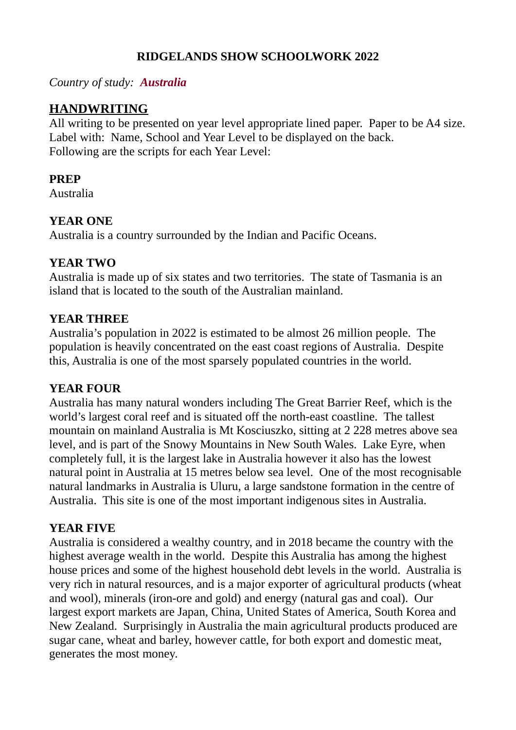**RIDGELANDS SHOW SCHOOLWORK 2022**

*Country of study:* ***Australia***

## HANDWRITING

All writing to be presented on year level appropriate lined paper. Paper to be A4 size.
Label with: Name, School and Year Level to be displayed on the back.
Following are the scripts for each Year Level:

**PREP**
Australia

**YEAR ONE**
Australia is a country surrounded by the Indian and Pacific Oceans.

**YEAR TWO**
Australia is made up of six states and two territories. The state of Tasmania is an island that is located to the south of the Australian mainland.

**YEAR THREE**
Australia's population in 2022 is estimated to be almost 26 million people. The population is heavily concentrated on the east coast regions of Australia. Despite this, Australia is one of the most sparsely populated countries in the world.

**YEAR FOUR**
Australia has many natural wonders including The Great Barrier Reef, which is the world's largest coral reef and is situated off the north-east coastline. The tallest mountain on mainland Australia is Mt Kosciuszko, sitting at 2 228 metres above sea level, and is part of the Snowy Mountains in New South Wales. Lake Eyre, when completely full, it is the largest lake in Australia however it also has the lowest natural point in Australia at 15 metres below sea level. One of the most recognisable natural landmarks in Australia is Uluru, a large sandstone formation in the centre of Australia. This site is one of the most important indigenous sites in Australia.

**YEAR FIVE**
Australia is considered a wealthy country, and in 2018 became the country with the highest average wealth in the world. Despite this Australia has among the highest house prices and some of the highest household debt levels in the world. Australia is very rich in natural resources, and is a major exporter of agricultural products (wheat and wool), minerals (iron-ore and gold) and energy (natural gas and coal). Our largest export markets are Japan, China, United States of America, South Korea and New Zealand. Surprisingly in Australia the main agricultural products produced are sugar cane, wheat and barley, however cattle, for both export and domestic meat, generates the most money.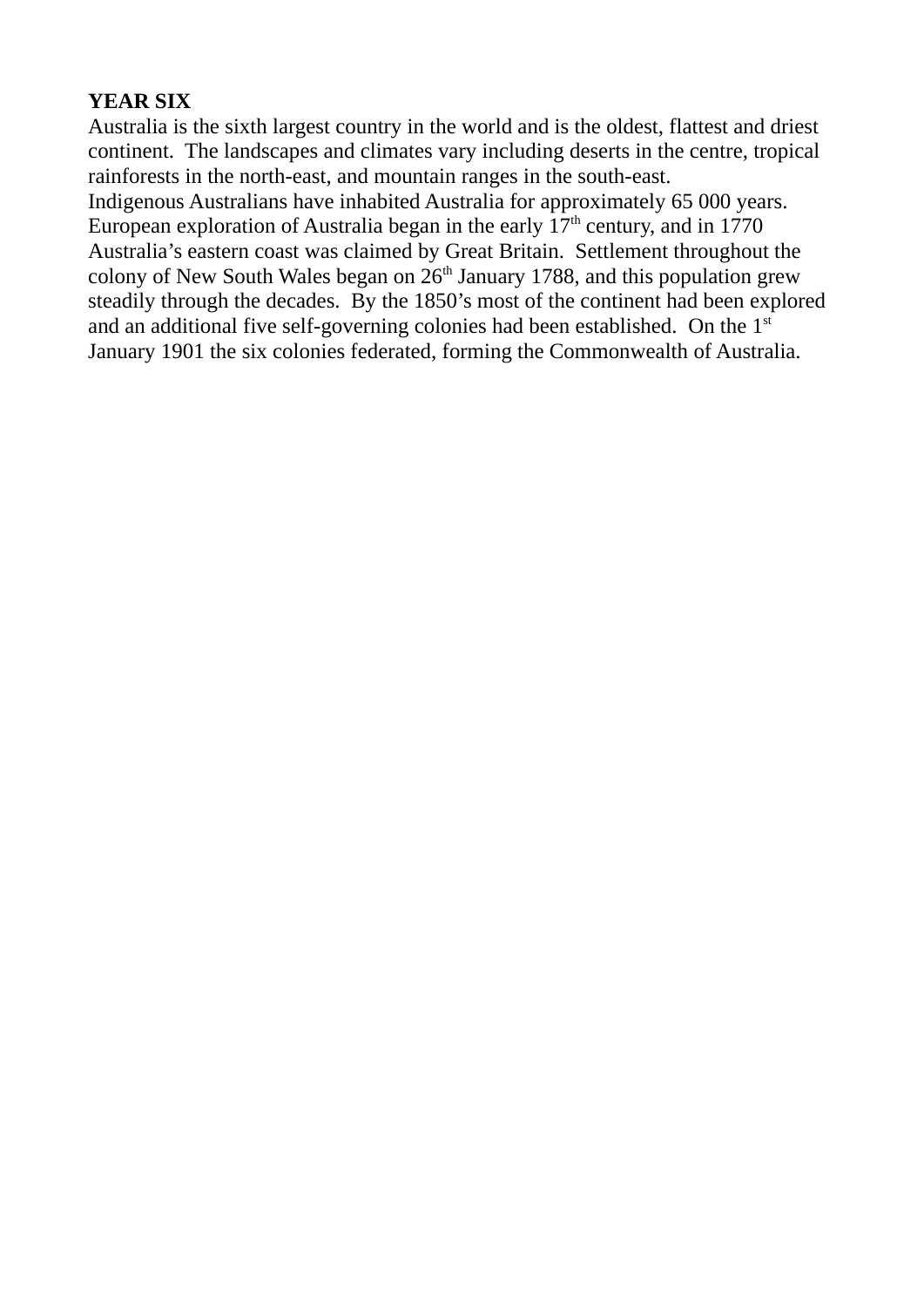**YEAR SIX**

Australia is the sixth largest country in the world and is the oldest, flattest and driest continent. The landscapes and climates vary including deserts in the centre, tropical rainforests in the north-east, and mountain ranges in the south-east.

Indigenous Australians have inhabited Australia for approximately 65 000 years. European exploration of Australia began in the early 17th century, and in 1770 Australia's eastern coast was claimed by Great Britain. Settlement throughout the colony of New South Wales began on 26th January 1788, and this population grew steadily through the decades. By the 1850's most of the continent had been explored and an additional five self-governing colonies had been established. On the 1st January 1901 the six colonies federated, forming the Commonwealth of Australia.